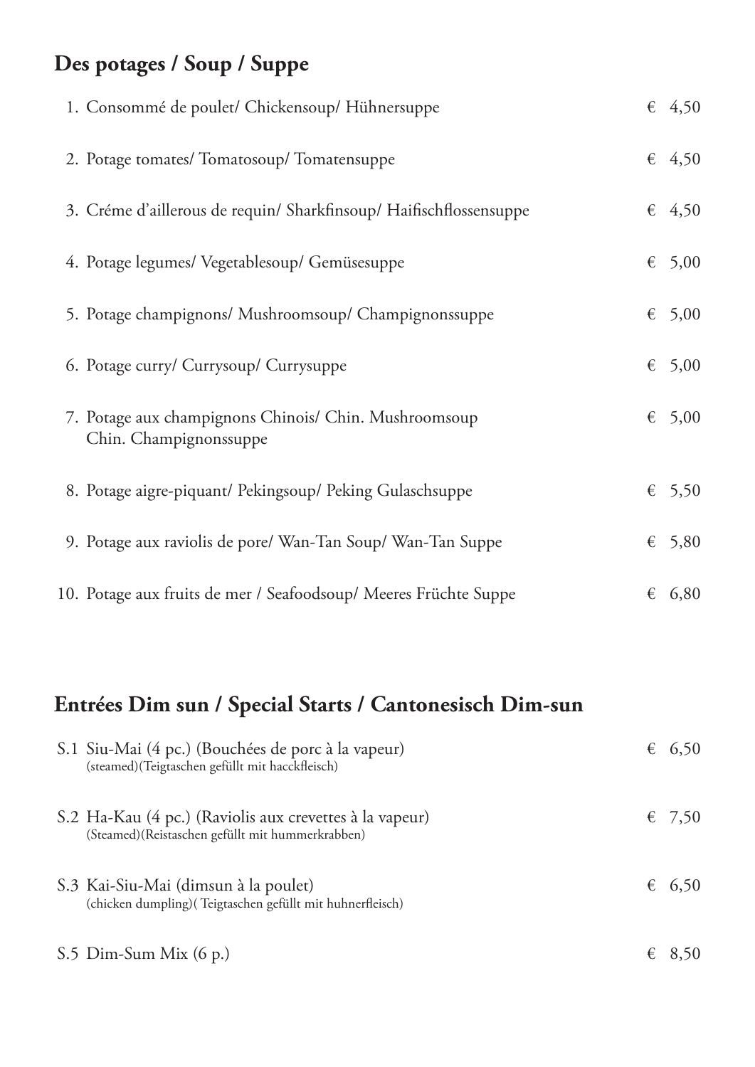## Des potages / Soup / Suppe

| | | |
|---|---|---|
| 1. | Consommé de poulet/ Chickensoup/ Hühnersuppe | € 4,50 |
| 2. | Potage tomates/ Tomatosoup/ Tomatensuppe | € 4,50 |
| 3. | Créme d'aillerous de requin/ Sharkfinsoup/ Haifischflossensuppe | € 4,50 |
| 4. | Potage legumes/ Vegetablesoup/ Gemüsesuppe | € 5,00 |
| 5. | Potage champignons/ Mushroomsoup/ Champignonssuppe | € 5,00 |
| 6. | Potage curry/ Currysoup/ Currysuppe | € 5,00 |
| 7. | Potage aux champignons Chinois/ Chin. Mushroomsoup Chin. Champignonssuppe | € 5,00 |
| 8. | Potage aigre-piquant/ Pekingsoup/ Peking Gulaschsuppe | € 5,50 |
| 9. | Potage aux raviolis de pore/ Wan-Tan Soup/ Wan-Tan Suppe | € 5,80 |
| 10. | Potage aux fruits de mer / Seafoodsoup/ Meeres Früchte Suppe | € 6,80 |

## Entrées Dim sun / Special Starts / Cantonesisch Dim-sun

| | | |
|---|---|---|
| S.1 | Siu-Mai (4 pc.) (Bouchées de porc à la vapeur) (steamed)(Teigtaschen gefüllt mit hacckfleisch) | € 6,50 |
| S.2 | Ha-Kau (4 pc.) (Raviolis aux crevettes à la vapeur) (Steamed)(Reistaschen gefüllt mit hummerkrabben) | € 7,50 |
| S.3 | Kai-Siu-Mai (dimsun à la poulet) (chicken dumpling)( Teigtaschen gefüllt mit huhnerfleisch) | € 6,50 |
| S.5 | Dim-Sum Mix (6 p.) | € 8,50 |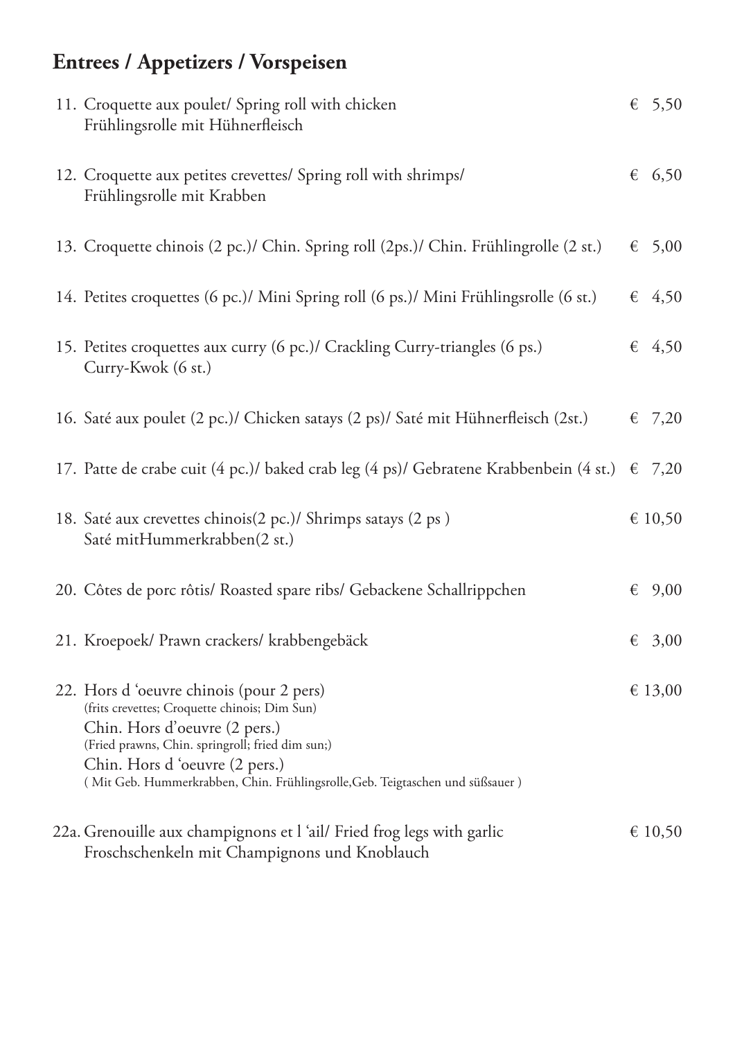## Entrees / Appetizers / Vorspeisen

11. Croquette aux poulet/ Spring roll with chicken — € 5,50
    Frühlingsrolle mit Hühnerfleisch

12. Croquette aux petites crevettes/ Spring roll with shrimps/ — € 6,50
    Frühlingsrolle mit Krabben

13. Croquette chinois (2 pc.)/ Chin. Spring roll (2ps.)/ Chin. Frühlingrolle (2 st.) — € 5,00

14. Petites croquettes (6 pc.)/ Mini Spring roll (6 ps.)/ Mini Frühlingsrolle (6 st.) — € 4,50

15. Petites croquettes aux curry (6 pc.)/ Crackling Curry-triangles (6 ps.) — € 4,50
    Curry-Kwok (6 st.)

16. Saté aux poulet (2 pc.)/ Chicken satays (2 ps)/ Saté mit Hühnerfleisch (2st.) — € 7,20

17. Patte de crabe cuit (4 pc.)/ baked crab leg (4 ps)/ Gebratene Krabbenbein (4 st.) — € 7,20

18. Saté aux crevettes chinois(2 pc.)/ Shrimps satays (2 ps ) — € 10,50
    Saté mitHummerkrabben(2 st.)

20. Côtes de porc rôtis/ Roasted spare ribs/ Gebackene Schallrippchen — € 9,00

21. Kroepoek/ Prawn crackers/ krabbengebäck — € 3,00

22. Hors d 'oeuvre chinois (pour 2 pers) — € 13,00
    (frits crevettes; Croquette chinois; Dim Sun)
    Chin. Hors d'oeuvre (2 pers.)
    (Fried prawns, Chin. springroll; fried dim sun;)
    Chin. Hors d 'oeuvre (2 pers.)
    ( Mit Geb. Hummerkrabben, Chin. Frühlingsrolle,Geb. Teigtaschen und süßsauer )

22a. Grenouille aux champignons et l 'ail/ Fried frog legs with garlic — € 10,50
    Froschschenkeln mit Champignons und Knoblauch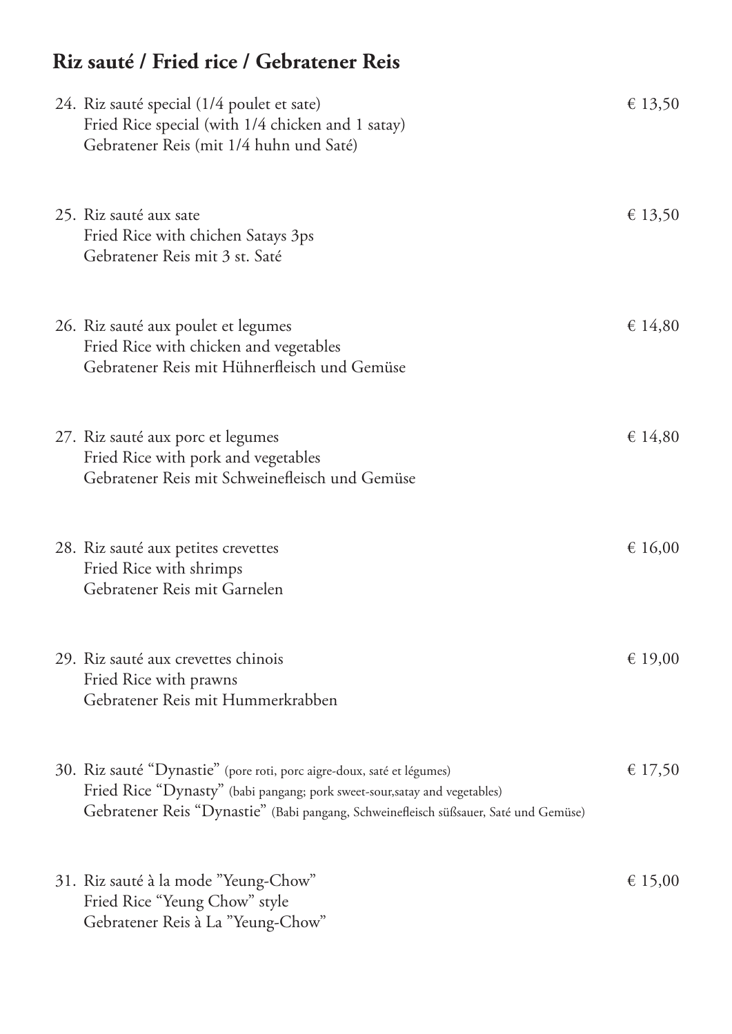## Riz sauté / Fried rice / Gebratener Reis

24. Riz sauté special (1/4 poulet et sate)
Fried Rice special (with 1/4 chicken and 1 satay)
Gebratener Reis (mit 1/4 huhn und Saté) — € 13,50

25. Riz sauté aux sate
Fried Rice with chichen Satays 3ps
Gebratener Reis mit 3 st. Saté — € 13,50

26. Riz sauté aux poulet et legumes
Fried Rice with chicken and vegetables
Gebratener Reis mit Hühnerfleisch und Gemüse — € 14,80

27. Riz sauté aux porc et legumes
Fried Rice with pork and vegetables
Gebratener Reis mit Schweinefleisch und Gemüse — € 14,80

28. Riz sauté aux petites crevettes
Fried Rice with shrimps
Gebratener Reis mit Garnelen — € 16,00

29. Riz sauté aux crevettes chinois
Fried Rice with prawns
Gebratener Reis mit Hummerkrabben — € 19,00

30. Riz sauté "Dynastie" (pore roti, porc aigre-doux, saté et légumes)
Fried Rice "Dynasty" (babi pangang; pork sweet-sour,satay and vegetables)
Gebratener Reis "Dynastie" (Babi pangang, Schweinefleisch süßsauer, Saté und Gemüse) — € 17,50

31. Riz sauté à la mode "Yeung-Chow"
Fried Rice "Yeung Chow" style
Gebratener Reis à La "Yeung-Chow" — € 15,00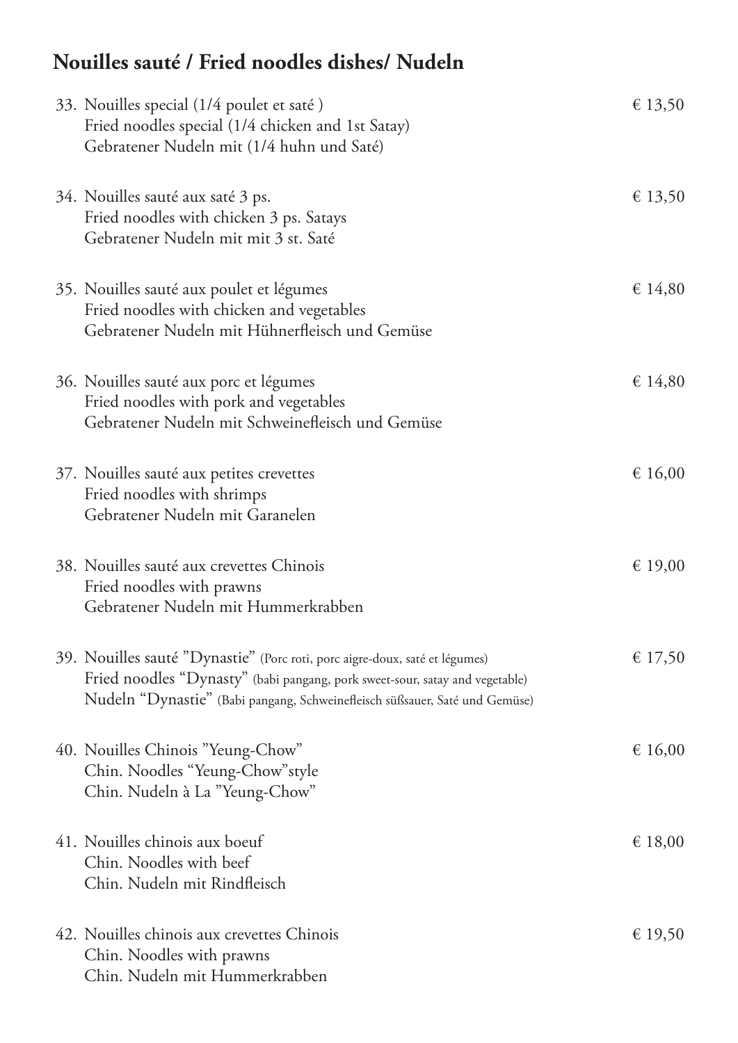## Nouilles sauté / Fried noodles dishes/ Nudeln

33. Nouilles special (1/4 poulet et saté ) — € 13,50
    Fried noodles special (1/4 chicken and 1st Satay)
    Gebratener Nudeln mit (1/4 huhn und Saté)

34. Nouilles sauté aux saté 3 ps. — € 13,50
    Fried noodles with chicken 3 ps. Satays
    Gebratener Nudeln mit mit 3 st. Saté

35. Nouilles sauté aux poulet et légumes — € 14,80
    Fried noodles with chicken and vegetables
    Gebratener Nudeln mit Hühnerfleisch und Gemüse

36. Nouilles sauté aux porc et légumes — € 14,80
    Fried noodles with pork and vegetables
    Gebratener Nudeln mit Schweinefleisch und Gemüse

37. Nouilles sauté aux petites crevettes — € 16,00
    Fried noodles with shrimps
    Gebratener Nudeln mit Garanelen

38. Nouilles sauté aux crevettes Chinois — € 19,00
    Fried noodles with prawns
    Gebratener Nudeln mit Hummerkrabben

39. Nouilles sauté "Dynastie" (Porc roti, porc aigre-doux, saté et légumes) — € 17,50
    Fried noodles "Dynasty" (babi pangang, pork sweet-sour, satay and vegetable)
    Nudeln "Dynastie" (Babi pangang, Schweinefleisch süßsauer, Saté und Gemüse)

40. Nouilles Chinois "Yeung-Chow" — € 16,00
    Chin. Noodles "Yeung-Chow"style
    Chin. Nudeln à La "Yeung-Chow"

41. Nouilles chinois aux boeuf — € 18,00
    Chin. Noodles with beef
    Chin. Nudeln mit Rindfleisch

42. Nouilles chinois aux crevettes Chinois — € 19,50
    Chin. Noodles with prawns
    Chin. Nudeln mit Hummerkrabben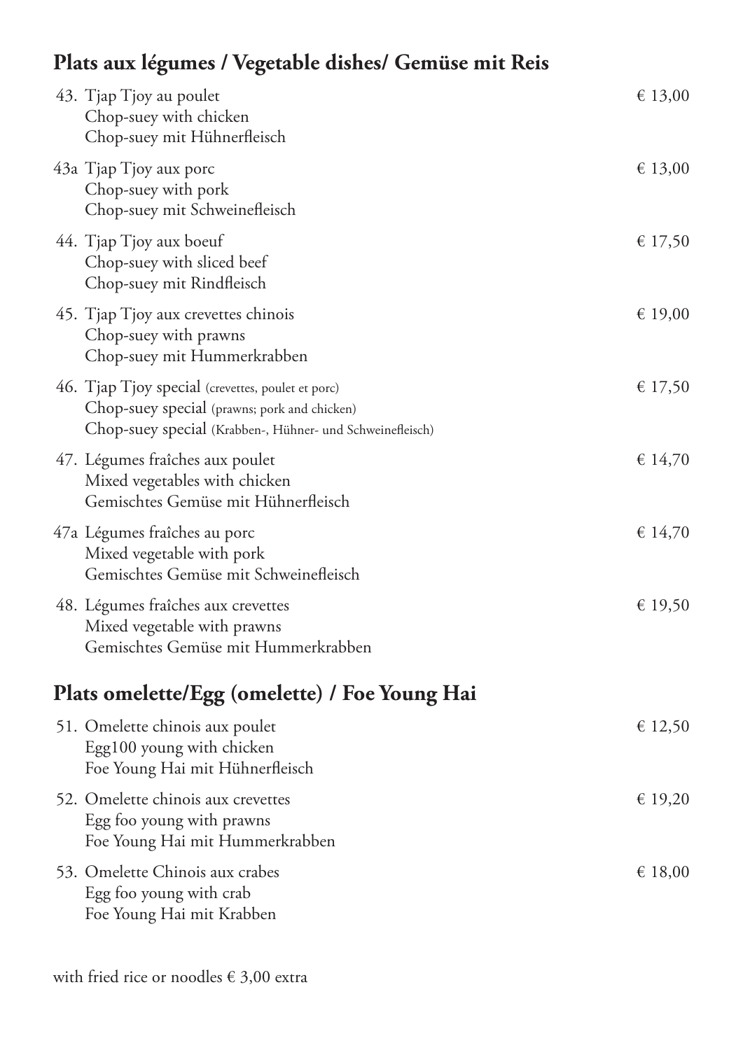## Plats aux légumes / Vegetable dishes/ Gemüse mit Reis

| | | |
|---|---|---|
| 43. | Tjap Tjoy au poulet<br>Chop-suey with chicken<br>Chop-suey mit Hühnerfleisch | € 13,00 |
| 43a | Tjap Tjoy aux porc<br>Chop-suey with pork<br>Chop-suey mit Schweinefleisch | € 13,00 |
| 44. | Tjap Tjoy aux boeuf<br>Chop-suey with sliced beef<br>Chop-suey mit Rindfleisch | € 17,50 |
| 45. | Tjap Tjoy aux crevettes chinois<br>Chop-suey with prawns<br>Chop-suey mit Hummerkrabben | € 19,00 |
| 46. | Tjap Tjoy special (crevettes, poulet et porc)<br>Chop-suey special (prawns; pork and chicken)<br>Chop-suey special (Krabben-, Hühner- und Schweinefleisch) | € 17,50 |
| 47. | Légumes fraîches aux poulet<br>Mixed vegetables with chicken<br>Gemischtes Gemüse mit Hühnerfleisch | € 14,70 |
| 47a | Légumes fraîches au porc<br>Mixed vegetable with pork<br>Gemischtes Gemüse mit Schweinefleisch | € 14,70 |
| 48. | Légumes fraîches aux crevettes<br>Mixed vegetable with prawns<br>Gemischtes Gemüse mit Hummerkrabben | € 19,50 |

## Plats omelette/Egg (omelette) / Foe Young Hai

| | | |
|---|---|---|
| 51. | Omelette chinois aux poulet<br>Egg100 young with chicken<br>Foe Young Hai mit Hühnerfleisch | € 12,50 |
| 52. | Omelette chinois aux crevettes<br>Egg foo young with prawns<br>Foe Young Hai mit Hummerkrabben | € 19,20 |
| 53. | Omelette Chinois aux crabes<br>Egg foo young with crab<br>Foe Young Hai mit Krabben | € 18,00 |

with fried rice or noodles € 3,00 extra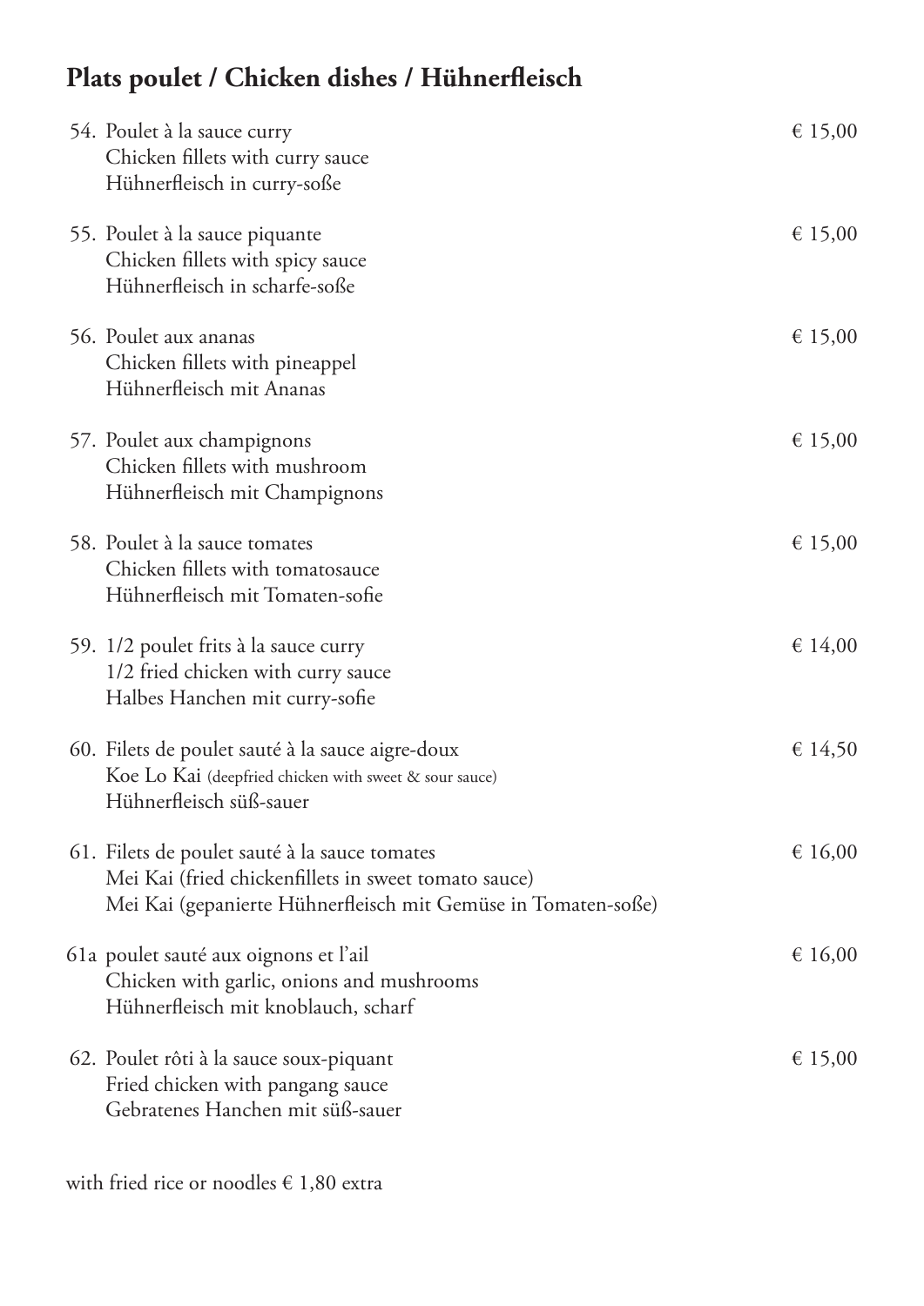## Plats poulet / Chicken dishes / Hühnerfleisch

| | | |
|---|---|---|
| 54. | Poulet à la sauce curry<br>Chicken fillets with curry sauce<br>Hühnerfleisch in curry-soße | € 15,00 |
| 55. | Poulet à la sauce piquante<br>Chicken fillets with spicy sauce<br>Hühnerfleisch in scharfe-soße | € 15,00 |
| 56. | Poulet aux ananas<br>Chicken fillets with pineappel<br>Hühnerfleisch mit Ananas | € 15,00 |
| 57. | Poulet aux champignons<br>Chicken fillets with mushroom<br>Hühnerfleisch mit Champignons | € 15,00 |
| 58. | Poulet à la sauce tomates<br>Chicken fillets with tomatosauce<br>Hühnerfleisch mit Tomaten-sofie | € 15,00 |
| 59. | 1/2 poulet frits à la sauce curry<br>1/2 fried chicken with curry sauce<br>Halbes Hanchen mit curry-sofie | € 14,00 |
| 60. | Filets de poulet sauté à la sauce aigre-doux<br>Koe Lo Kai (deepfried chicken with sweet & sour sauce)<br>Hühnerfleisch süß-sauer | € 14,50 |
| 61. | Filets de poulet sauté à la sauce tomates<br>Mei Kai (fried chickenfillets in sweet tomato sauce)<br>Mei Kai (gepanierte Hühnerfleisch mit Gemüse in Tomaten-soße) | € 16,00 |
| 61a | poulet sauté aux oignons et l'ail<br>Chicken with garlic, onions and mushrooms<br>Hühnerfleisch mit knoblauch, scharf | € 16,00 |
| 62. | Poulet rôti à la sauce soux-piquant<br>Fried chicken with pangang sauce<br>Gebratenes Hanchen mit süß-sauer | € 15,00 |

with fried rice or noodles € 1,80 extra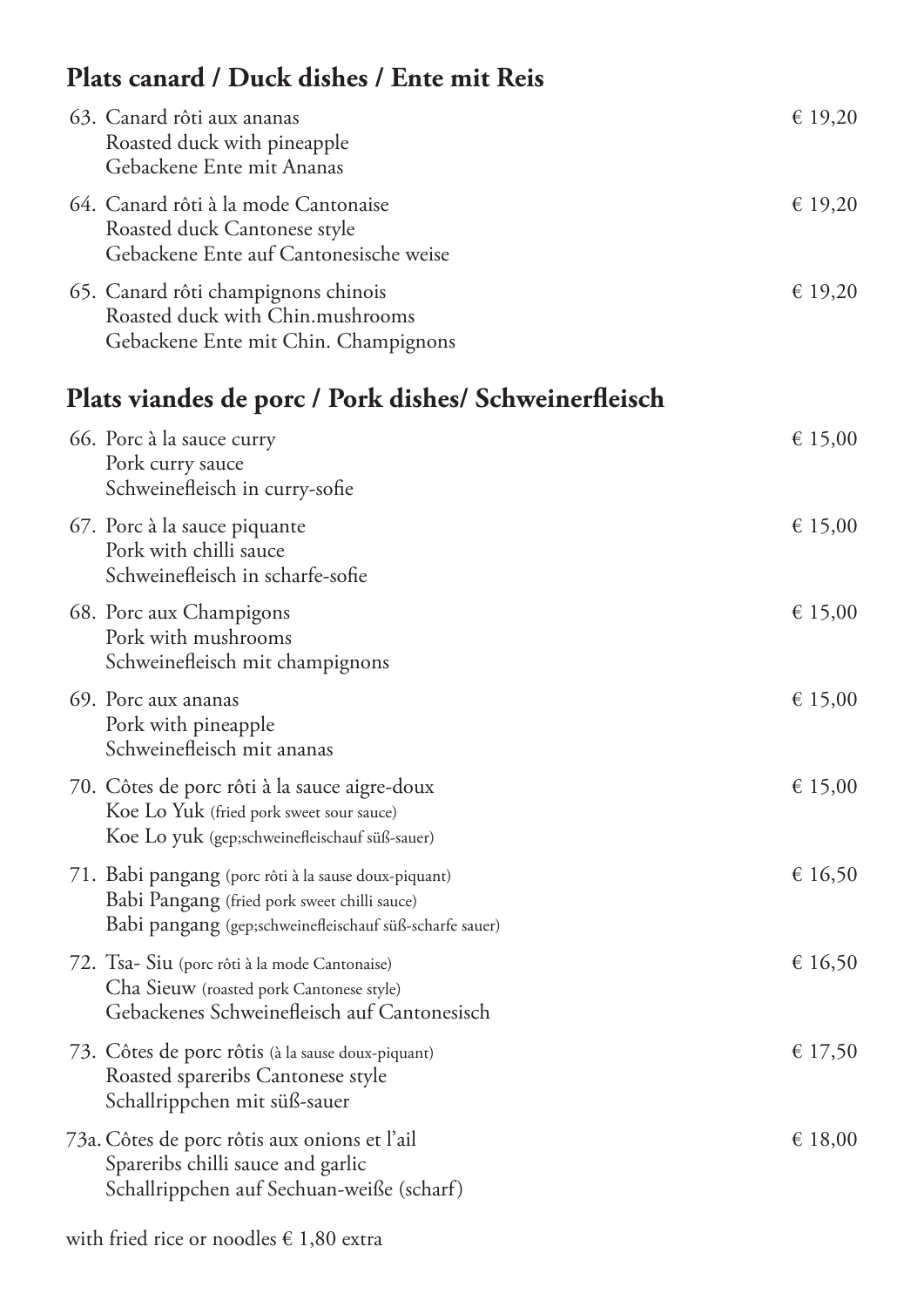## Plats canard / Duck dishes / Ente mit Reis

| | | |
|---|---|---|
| 63. | Canard rôti aux ananas<br>Roasted duck with pineapple<br>Gebackene Ente mit Ananas | € 19,20 |
| 64. | Canard rôti à la mode Cantonaise<br>Roasted duck Cantonese style<br>Gebackene Ente auf Cantonesische weise | € 19,20 |
| 65. | Canard rôti champignons chinois<br>Roasted duck with Chin.mushrooms<br>Gebackene Ente mit Chin. Champignons | € 19,20 |

## Plats viandes de porc / Pork dishes/ Schweinerfleisch

| | | |
|---|---|---|
| 66. | Porc à la sauce curry<br>Pork curry sauce<br>Schweinefleisch in curry-sofie | € 15,00 |
| 67. | Porc à la sauce piquante<br>Pork with chilli sauce<br>Schweinefleisch in scharfe-sofie | € 15,00 |
| 68. | Porc aux Champigons<br>Pork with mushrooms<br>Schweinefleisch mit champignons | € 15,00 |
| 69. | Porc aux ananas<br>Pork with pineapple<br>Schweinefleisch mit ananas | € 15,00 |
| 70. | Côtes de porc rôti à la sauce aigre-doux<br>Koe Lo Yuk (fried pork sweet sour sauce)<br>Koe Lo yuk (gep;schweinefleischauf süß-sauer) | € 15,00 |
| 71. | Babi pangang (porc rôti à la sause doux-piquant)<br>Babi Pangang (fried pork sweet chilli sauce)<br>Babi pangang (gep;schweinefleischauf süß-scharfe sauer) | € 16,50 |
| 72. | Tsa- Siu (porc rôti à la mode Cantonaise)<br>Cha Sieuw (roasted pork Cantonese style)<br>Gebackenes Schweinefleisch auf Cantonesisch | € 16,50 |
| 73. | Côtes de porc rôtis (à la sause doux-piquant)<br>Roasted spareribs Cantonese style<br>Schallrippchen mit süß-sauer | € 17,50 |
| 73a. | Côtes de porc rôtis aux onions et l'ail<br>Spareribs chilli sauce and garlic<br>Schallrippchen auf Sechuan-weiße (scharf) | € 18,00 |

with fried rice or noodles € 1,80 extra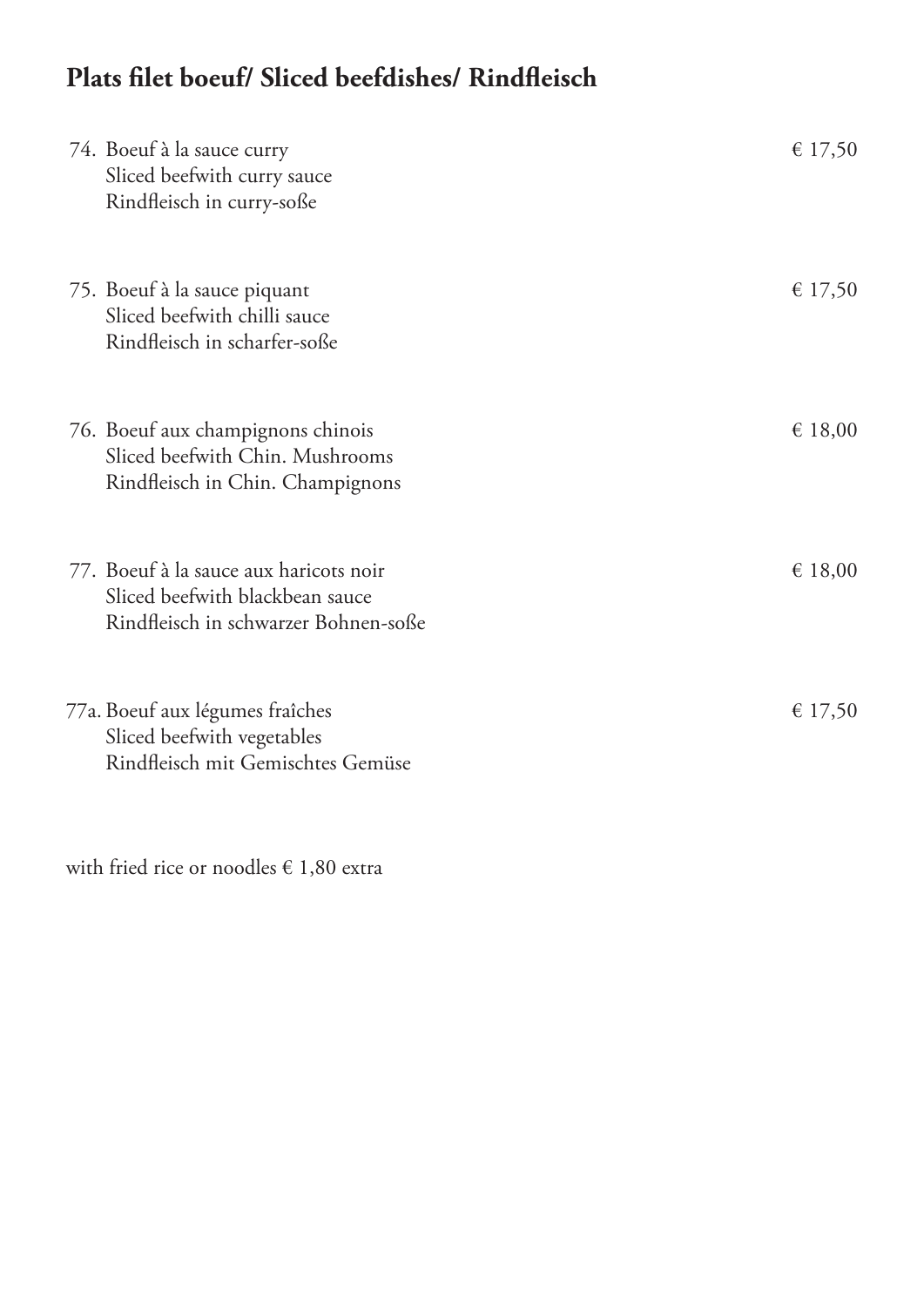## Plats filet boeuf/ Sliced beefdishes/ Rindfleisch

74. Boeuf à la sauce curry — € 17,50
    Sliced beefwith curry sauce
    Rindfleisch in curry-soße

75. Boeuf à la sauce piquant — € 17,50
    Sliced beefwith chilli sauce
    Rindfleisch in scharfer-soße

76. Boeuf aux champignons chinois — € 18,00
    Sliced beefwith Chin. Mushrooms
    Rindfleisch in Chin. Champignons

77. Boeuf à la sauce aux haricots noir — € 18,00
    Sliced beefwith blackbean sauce
    Rindfleisch in schwarzer Bohnen-soße

77a. Boeuf aux légumes fraîches — € 17,50
    Sliced beefwith vegetables
    Rindfleisch mit Gemischtes Gemüse

with fried rice or noodles € 1,80 extra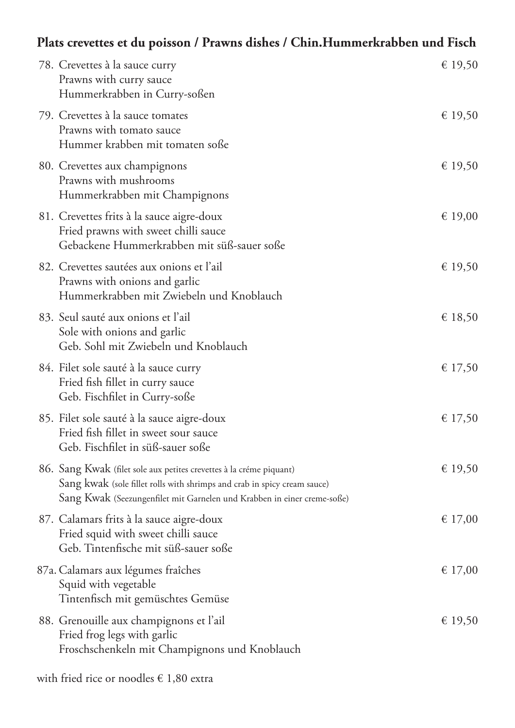## Plats crevettes et du poisson / Prawns dishes / Chin.Hummerkrabben und Fisch

78. Crevettes à la sauce curry — € 19,50
    Prawns with curry sauce
    Hummerkrabben in Curry-soßen

79. Crevettes à la sauce tomates — € 19,50
    Prawns with tomato sauce
    Hummer krabben mit tomaten soße

80. Crevettes aux champignons — € 19,50
    Prawns with mushrooms
    Hummerkrabben mit Champignons

81. Crevettes frits à la sauce aigre-doux — € 19,00
    Fried prawns with sweet chilli sauce
    Gebackene Hummerkrabben mit süß-sauer soße

82. Crevettes sautées aux onions et l'ail — € 19,50
    Prawns with onions and garlic
    Hummerkrabben mit Zwiebeln und Knoblauch

83. Seul sauté aux onions et l'ail — € 18,50
    Sole with onions and garlic
    Geb. Sohl mit Zwiebeln und Knoblauch

84. Filet sole sauté à la sauce curry — € 17,50
    Fried fish fillet in curry sauce
    Geb. Fischfilet in Curry-soße

85. Filet sole sauté à la sauce aigre-doux — € 17,50
    Fried fish fillet in sweet sour sauce
    Geb. Fischfilet in süß-sauer soße

86. Sang Kwak (filet sole aux petites crevettes à la créme piquant) — € 19,50
    Sang kwak (sole fillet rolls with shrimps and crab in spicy cream sauce)
    Sang Kwak (Seezungenfilet mit Garnelen und Krabben in einer creme-soße)

87. Calamars frits à la sauce aigre-doux — € 17,00
    Fried squid with sweet chilli sauce
    Geb. Tintenfische mit süß-sauer soße

87a. Calamars aux légumes fraîches — € 17,00
    Squid with vegetable
    Tintenfisch mit gemüschtes Gemüse

88. Grenouille aux champignons et l'ail — € 19,50
    Fried frog legs with garlic
    Froschschenkeln mit Champignons und Knoblauch

with fried rice or noodles € 1,80 extra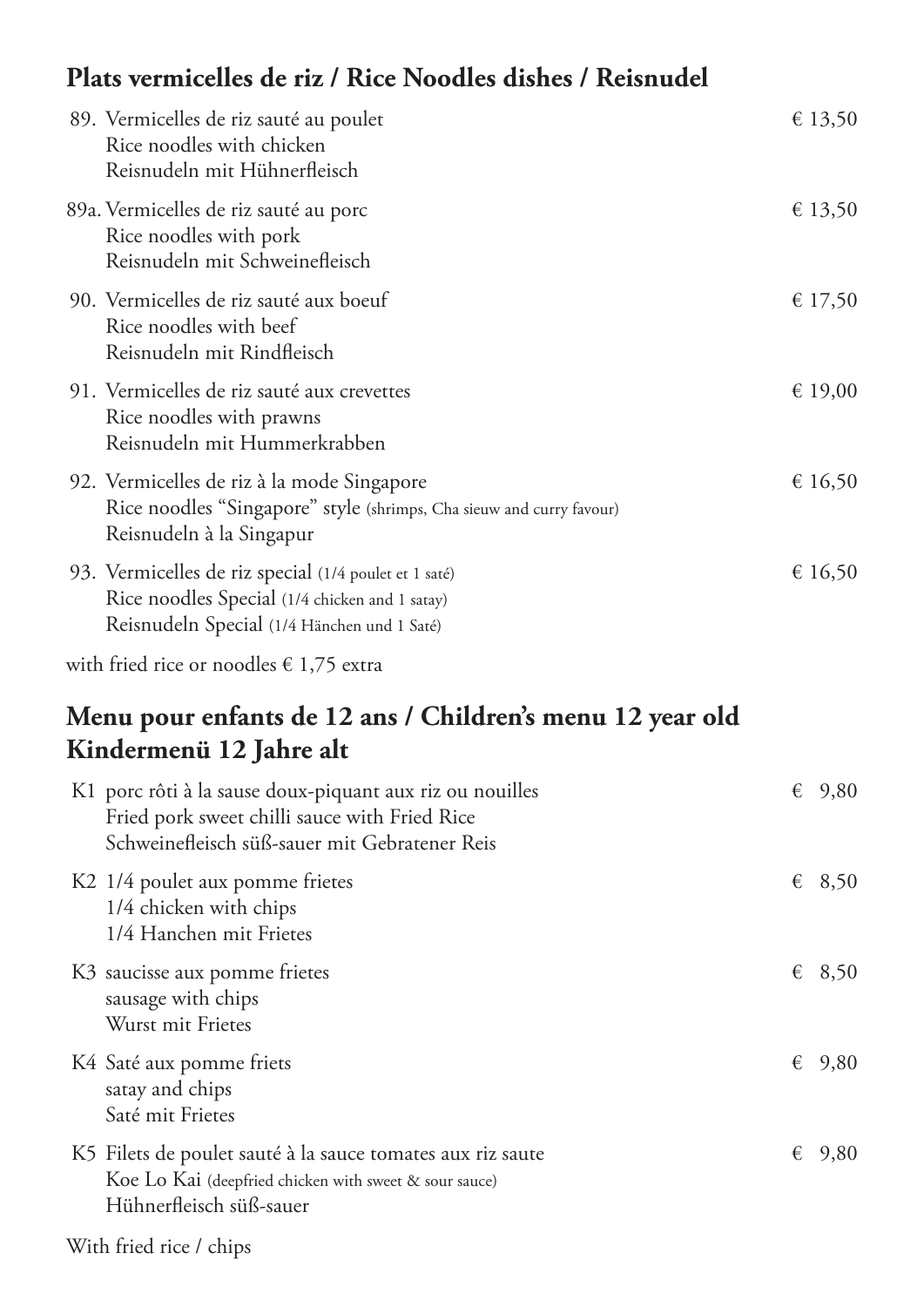## Plats vermicelles de riz / Rice Noodles dishes / Reisnudel

| | | |
|---|---|---|
| 89. | Vermicelles de riz sauté au poulet<br>Rice noodles with chicken<br>Reisnudeln mit Hühnerfleisch | € 13,50 |
| 89a. | Vermicelles de riz sauté au porc<br>Rice noodles with pork<br>Reisnudeln mit Schweinefleisch | € 13,50 |
| 90. | Vermicelles de riz sauté aux boeuf<br>Rice noodles with beef<br>Reisnudeln mit Rindfleisch | € 17,50 |
| 91. | Vermicelles de riz sauté aux crevettes<br>Rice noodles with prawns<br>Reisnudeln mit Hummerkrabben | € 19,00 |
| 92. | Vermicelles de riz à la mode Singapore<br>Rice noodles "Singapore" style (shrimps, Cha sieuw and curry favour)<br>Reisnudeln à la Singapur | € 16,50 |
| 93. | Vermicelles de riz special (1/4 poulet et 1 saté)<br>Rice noodles Special (1/4 chicken and 1 satay)<br>Reisnudeln Special (1/4 Hänchen und 1 Saté) | € 16,50 |

with fried rice or noodles € 1,75 extra

## Menu pour enfants de 12 ans / Children's menu 12 year old Kindermenü 12 Jahre alt

| | | |
|---|---|---|
| K1 | porc rôti à la sause doux-piquant aux riz ou nouilles<br>Fried pork sweet chilli sauce with Fried Rice<br>Schweinefleisch süß-sauer mit Gebratener Reis | € 9,80 |
| K2 | 1/4 poulet aux pomme frietes<br>1/4 chicken with chips<br>1/4 Hanchen mit Frietes | € 8,50 |
| K3 | saucisse aux pomme frietes<br>sausage with chips<br>Wurst mit Frietes | € 8,50 |
| K4 | Saté aux pomme friets<br>satay and chips<br>Saté mit Frietes | € 9,80 |
| K5 | Filets de poulet sauté à la sauce tomates aux riz saute<br>Koe Lo Kai (deepfried chicken with sweet & sour sauce)<br>Hühnerfleisch süß-sauer | € 9,80 |

With fried rice / chips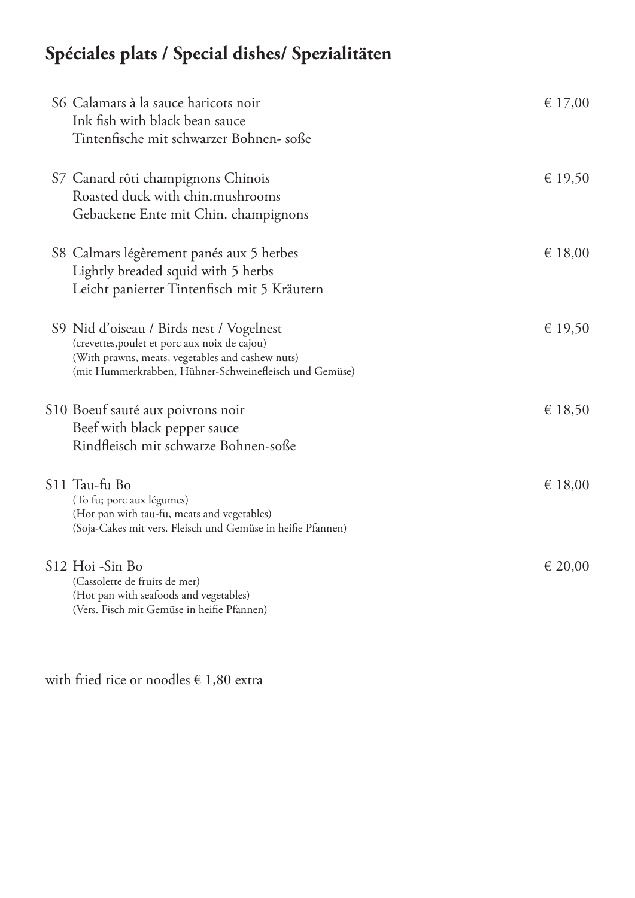# Spéciales plats / Special dishes/ Spezialitäten

S6 Calamars à la sauce haricots noir — € 17,00
Ink fish with black bean sauce
Tintenfische mit schwarzer Bohnen- soße

S7 Canard rôti champignons Chinois — € 19,50
Roasted duck with chin.mushrooms
Gebackene Ente mit Chin. champignons

S8 Calmars légèrement panés aux 5 herbes — € 18,00
Lightly breaded squid with 5 herbs
Leicht panierter Tintenfisch mit 5 Kräutern

S9 Nid d'oiseau / Birds nest / Vogelnest — € 19,50
(crevettes,poulet et porc aux noix de cajou)
(With prawns, meats, vegetables and cashew nuts)
(mit Hummerkrabben, Hühner-Schweinefleisch und Gemüse)

S10 Boeuf sauté aux poivrons noir — € 18,50
Beef with black pepper sauce
Rindfleisch mit schwarze Bohnen-soße

S11 Tau-fu Bo — € 18,00
(To fu; porc aux légumes)
(Hot pan with tau-fu, meats and vegetables)
(Soja-Cakes mit vers. Fleisch und Gemüse in heifie Pfannen)

S12 Hoi -Sin Bo — € 20,00
(Cassolette de fruits de mer)
(Hot pan with seafoods and vegetables)
(Vers. Fisch mit Gemüse in heifie Pfannen)

with fried rice or noodles € 1,80 extra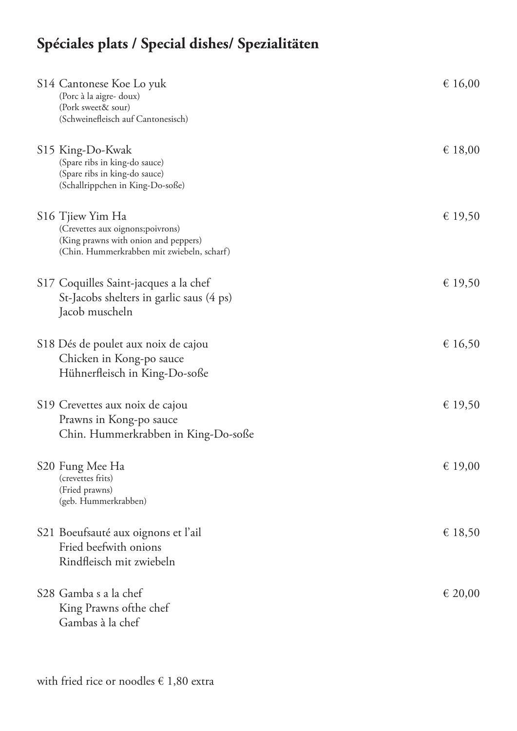# Spéciales plats / Special dishes/ Spezialitäten

S14 Cantonese Koe Lo yuk — € 16,00
(Porc à la aigre- doux)
(Pork sweet& sour)
(Schweinefleisch auf Cantonesisch)

S15 King-Do-Kwak — € 18,00
(Spare ribs in king-do sauce)
(Spare ribs in king-do sauce)
(Schallrippchen in King-Do-soße)

S16 Tjiew Yim Ha — € 19,50
(Crevettes aux oignons;poivrons)
(King prawns with onion and peppers)
(Chin. Hummerkrabben mit zwiebeln, scharf)

S17 Coquilles Saint-jacques a la chef — € 19,50
St-Jacobs shelters in garlic saus (4 ps)
Jacob muscheln

S18 Dés de poulet aux noix de cajou — € 16,50
Chicken in Kong-po sauce
Hühnerfleisch in King-Do-soße

S19 Crevettes aux noix de cajou — € 19,50
Prawns in Kong-po sauce
Chin. Hummerkrabben in King-Do-soße

S20 Fung Mee Ha — € 19,00
(crevettes frits)
(Fried prawns)
(geb. Hummerkrabben)

S21 Boeufsauté aux oignons et l'ail — € 18,50
Fried beefwith onions
Rindfleisch mit zwiebeln

S28 Gamba s a la chef — € 20,00
King Prawns ofthe chef
Gambas à la chef

with fried rice or noodles € 1,80 extra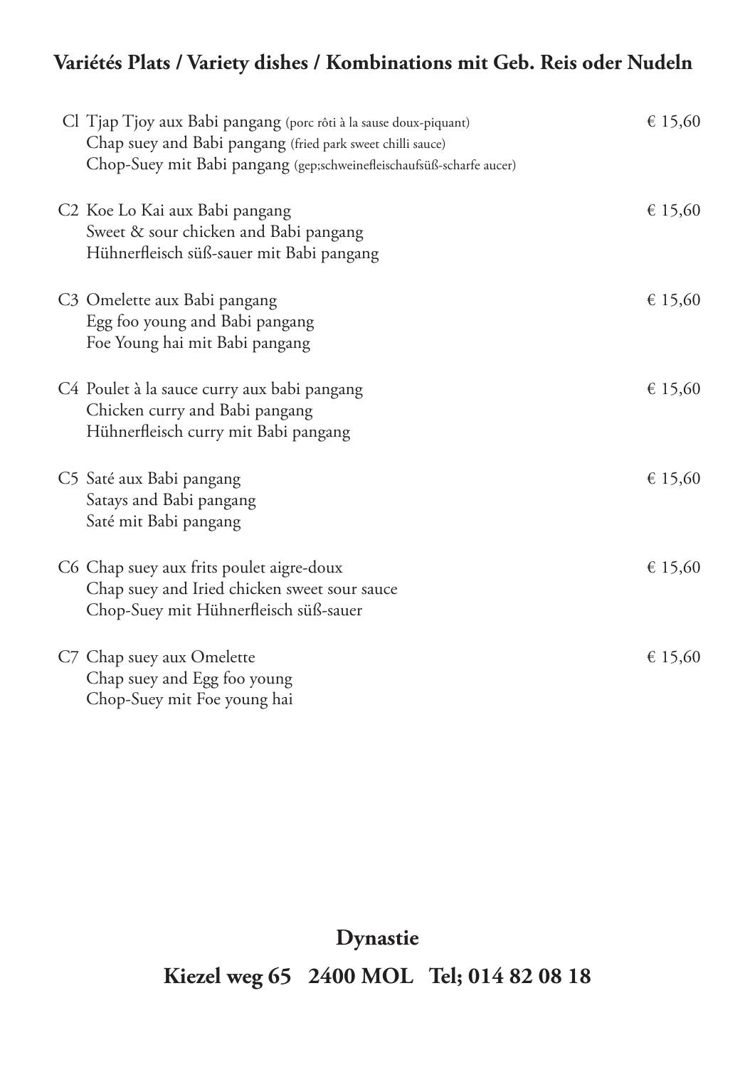## Variétés Plats / Variety dishes / Kombinations mit Geb. Reis oder Nudeln

Cl Tjap Tjoy aux Babi pangang (porc rôti à la sause doux-piquant) € 15,60
Chap suey and Babi pangang (fried park sweet chilli sauce)
Chop-Suey mit Babi pangang (gep;schweinefleischaufsüß-scharfe aucer)

C2 Koe Lo Kai aux Babi pangang € 15,60
Sweet & sour chicken and Babi pangang
Hühnerfleisch süß-sauer mit Babi pangang

C3 Omelette aux Babi pangang € 15,60
Egg foo young and Babi pangang
Foe Young hai mit Babi pangang

C4 Poulet à la sauce curry aux babi pangang € 15,60
Chicken curry and Babi pangang
Hühnerfleisch curry mit Babi pangang

C5 Saté aux Babi pangang € 15,60
Satays and Babi pangang
Saté mit Babi pangang

C6 Chap suey aux frits poulet aigre-doux € 15,60
Chap suey and Iried chicken sweet sour sauce
Chop-Suey mit Hühnerfleisch süß-sauer

C7 Chap suey aux Omelette € 15,60
Chap suey and Egg foo young
Chop-Suey mit Foe young hai

**Dynastie**

**Kiezel weg 65 2400 MOL Tel; 014 82 08 18**